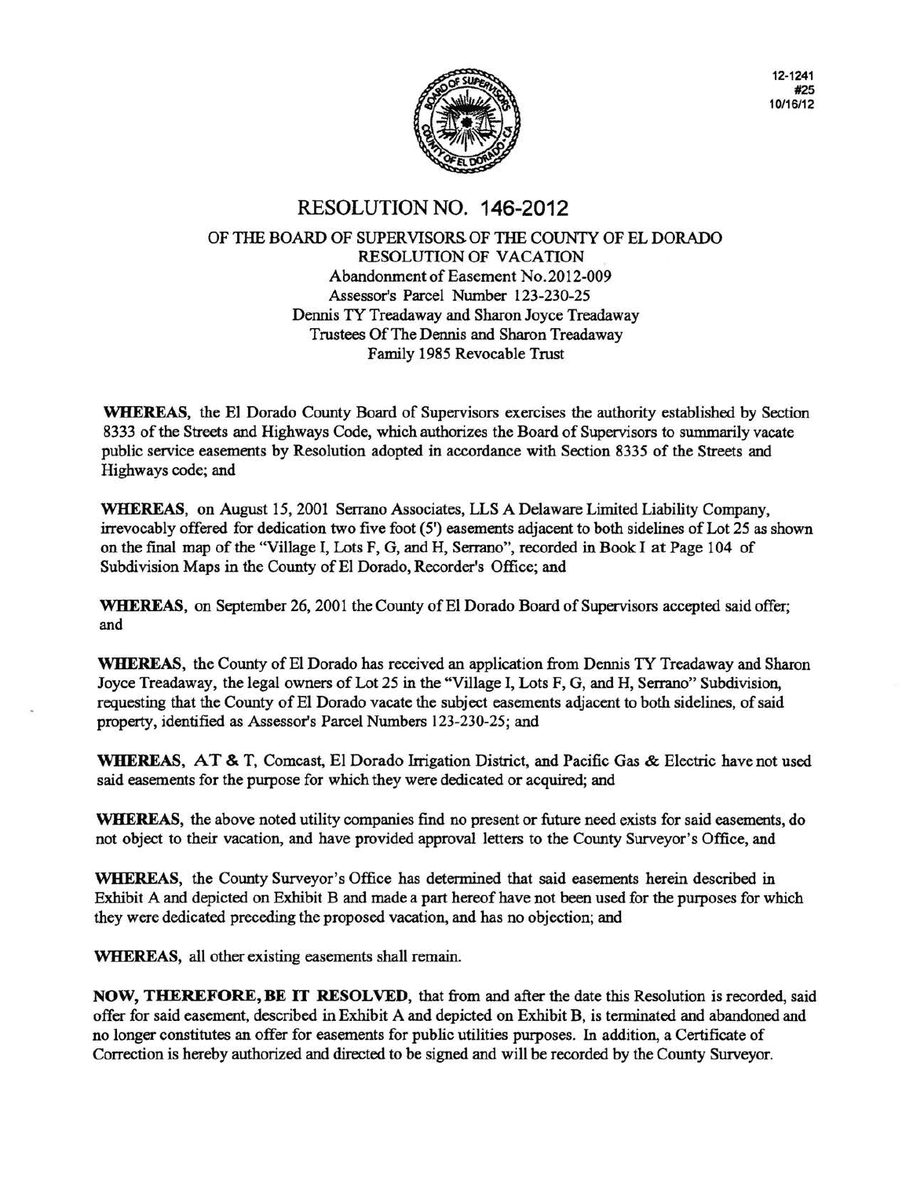12-1241
#25
10/16/12

# RESOLUTION NO. 146-2012

OF THE BOARD OF SUPERVISORS OF THE COUNTY OF EL DORADO
RESOLUTION OF VACATION
Abandonment of Easement No.2012-009
Assessor's Parcel Number 123-230-25
Dennis TY Treadaway and Sharon Joyce Treadaway
Trustees Of The Dennis and Sharon Treadaway
Family 1985 Revocable Trust

**WHEREAS**, the El Dorado County Board of Supervisors exercises the authority established by Section 8333 of the Streets and Highways Code, which authorizes the Board of Supervisors to summarily vacate public service easements by Resolution adopted in accordance with Section 8335 of the Streets and Highways code; and

**WHEREAS**, on August 15, 2001 Serrano Associates, LLS A Delaware Limited Liability Company, irrevocably offered for dedication two five foot (5') easements adjacent to both sidelines of Lot 25 as shown on the final map of the "Village I, Lots F, G, and H, Serrano", recorded in Book I at Page 104 of Subdivision Maps in the County of El Dorado, Recorder's Office; and

**WHEREAS**, on September 26, 2001 the County of El Dorado Board of Supervisors accepted said offer; and

**WHEREAS**, the County of El Dorado has received an application from Dennis TY Treadaway and Sharon Joyce Treadaway, the legal owners of Lot 25 in the "Village I, Lots F, G, and H, Serrano" Subdivision, requesting that the County of El Dorado vacate the subject easements adjacent to both sidelines, of said property, identified as Assessor's Parcel Numbers 123-230-25; and

**WHEREAS**, AT & T, Comcast, El Dorado Irrigation District, and Pacific Gas & Electric have not used said easements for the purpose for which they were dedicated or acquired; and

**WHEREAS**, the above noted utility companies find no present or future need exists for said easements, do not object to their vacation, and have provided approval letters to the County Surveyor's Office, and

**WHEREAS**, the County Surveyor's Office has determined that said easements herein described in Exhibit A and depicted on Exhibit B and made a part hereof have not been used for the purposes for which they were dedicated preceding the proposed vacation, and has no objection; and

**WHEREAS**, all other existing easements shall remain.

**NOW, THEREFORE, BE IT RESOLVED**, that from and after the date this Resolution is recorded, said offer for said easement, described in Exhibit A and depicted on Exhibit B, is terminated and abandoned and no longer constitutes an offer for easements for public utilities purposes. In addition, a Certificate of Correction is hereby authorized and directed to be signed and will be recorded by the County Surveyor.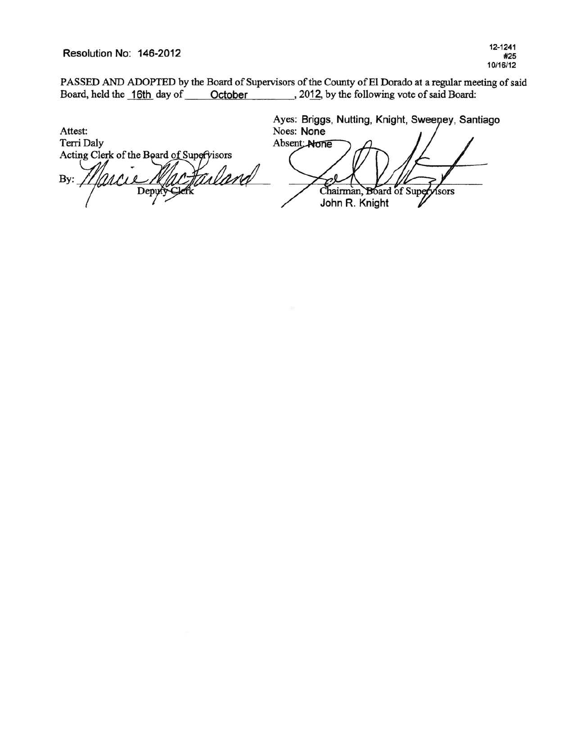Resolution No: 146-2012

12-1241
#25
10/16/12

PASSED AND ADOPTED by the Board of Supervisors of the County of El Dorado at a regular meeting of said Board, held the 16th day of October, 2012, by the following vote of said Board:

Ayes: Briggs, Nutting, Knight, Sweeney, Santiago
Noes: None
Absent: None

Attest:
Terri Daly
Acting Clerk of the Board of Supervisors

By: Marcie MacFarland
Deputy Clerk

Chairman, Board of Supervisors
John R. Knight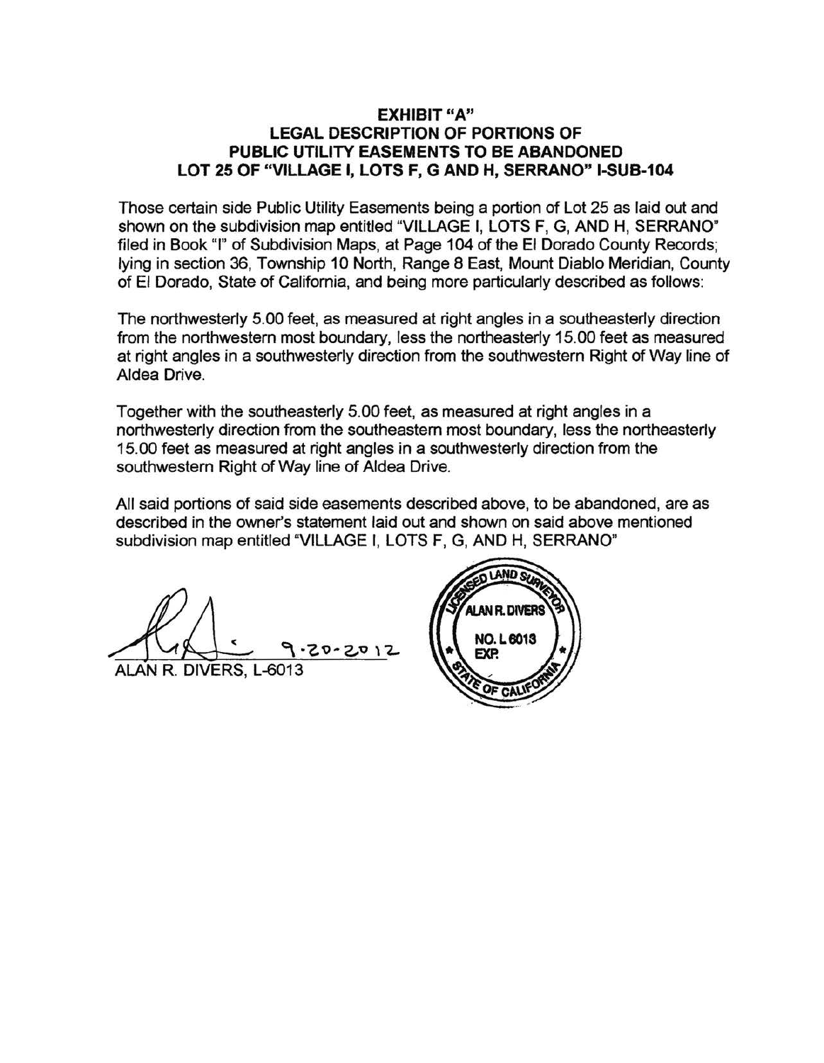# EXHIBIT "A"
## LEGAL DESCRIPTION OF PORTIONS OF PUBLIC UTILITY EASEMENTS TO BE ABANDONED LOT 25 OF "VILLAGE I, LOTS F, G AND H, SERRANO" I-SUB-104

Those certain side Public Utility Easements being a portion of Lot 25 as laid out and shown on the subdivision map entitled "VILLAGE I, LOTS F, G, AND H, SERRANO" filed in Book "I" of Subdivision Maps, at Page 104 of the El Dorado County Records; lying in section 36, Township 10 North, Range 8 East, Mount Diablo Meridian, County of El Dorado, State of California, and being more particularly described as follows:

The northwesterly 5.00 feet, as measured at right angles in a southeasterly direction from the northwestern most boundary, less the northeasterly 15.00 feet as measured at right angles in a southwesterly direction from the southwestern Right of Way line of Aldea Drive.

Together with the southeasterly 5.00 feet, as measured at right angles in a northwesterly direction from the southeastern most boundary, less the northeasterly 15.00 feet as measured at right angles in a southwesterly direction from the southwestern Right of Way line of Aldea Drive.

All said portions of said side easements described above, to be abandoned, are as described in the owner's statement laid out and shown on said above mentioned subdivision map entitled "VILLAGE I, LOTS F, G, AND H, SERRANO"

9-20-2012

ALAN R. DIVERS, L-6013

LICENSED LAND SURVEYOR
ALAN R. DIVERS
NO. L 6013
EXP.
STATE OF CALIFORNIA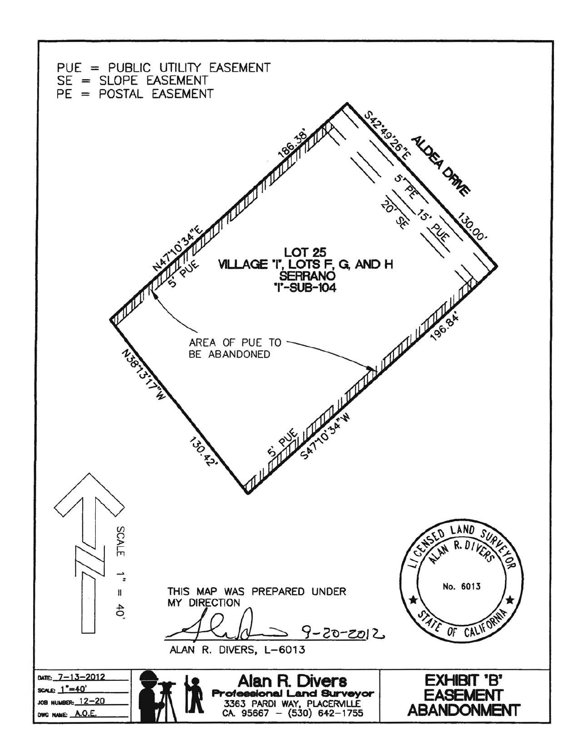PUE = PUBLIC UTILITY EASEMENT
SE = SLOPE EASEMENT
PE = POSTAL EASEMENT

ALDEA DRIVE

S42°49'26"E

130.00'

5' PE

15' PUE

20' SE

186.38'

N47°10'34"E

5' PUE

LOT 25
VILLAGE 'I', LOTS F, G, AND H
SERRANO
'I'-SUB-104

AREA OF PUE TO BE ABANDONED

196.84'

N38°13'17"W

130.42'

5' PUE

S47°10'34"W

SCALE 1" = 40'

THIS MAP WAS PREPARED UNDER MY DIRECTION

9-20-2012

ALAN R. DIVERS, L-6013

LICENSED LAND SURVEYOR
ALAN R. DIVERS
No. 6013
STATE OF CALIFORNIA

DATE: 7-13-2012
SCALE: 1"=40'
JOB NUMBER: 12-20
DWG NAME: A.O.E.

Alan R. Divers
Professional Land Surveyor
3363 PARDI WAY, PLACERVILLE
CA. 95667 - (530) 642-1755

EXHIBIT 'B'
EASEMENT
ABANDONMENT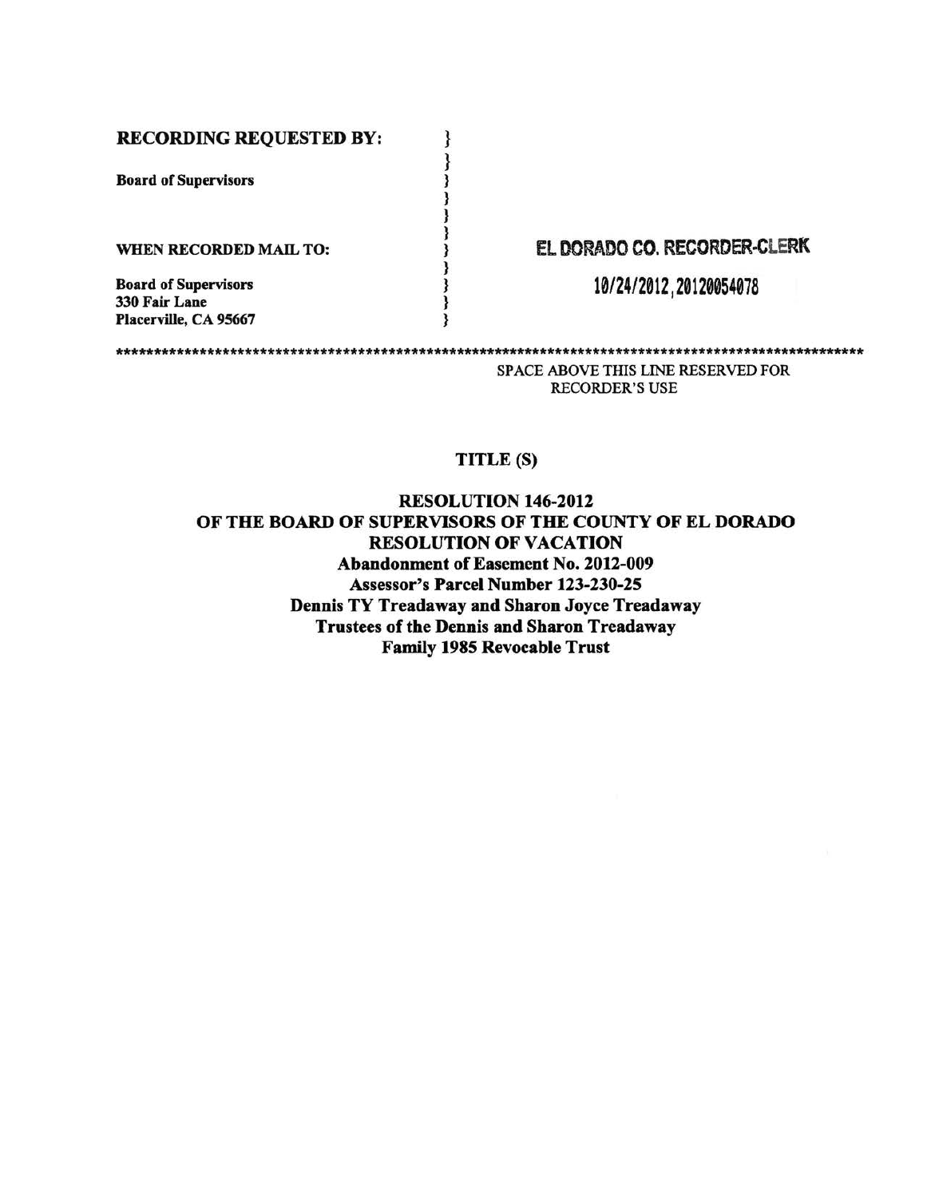**RECORDING REQUESTED BY:**

**Board of Supervisors**

**WHEN RECORDED MAIL TO:**

**Board of Supervisors**
**330 Fair Lane**
**Placerville, CA 95667**

**EL DORADO CO. RECORDER-CLERK**

**10/24/2012, 20120054078**

*****************************************************************************************************

SPACE ABOVE THIS LINE RESERVED FOR RECORDER'S USE

**TITLE (S)**

**RESOLUTION 146-2012**
**OF THE BOARD OF SUPERVISORS OF THE COUNTY OF EL DORADO**
**RESOLUTION OF VACATION**
**Abandonment of Easement No. 2012-009**
**Assessor's Parcel Number 123-230-25**
**Dennis TY Treadaway and Sharon Joyce Treadaway**
**Trustees of the Dennis and Sharon Treadaway**
**Family 1985 Revocable Trust**